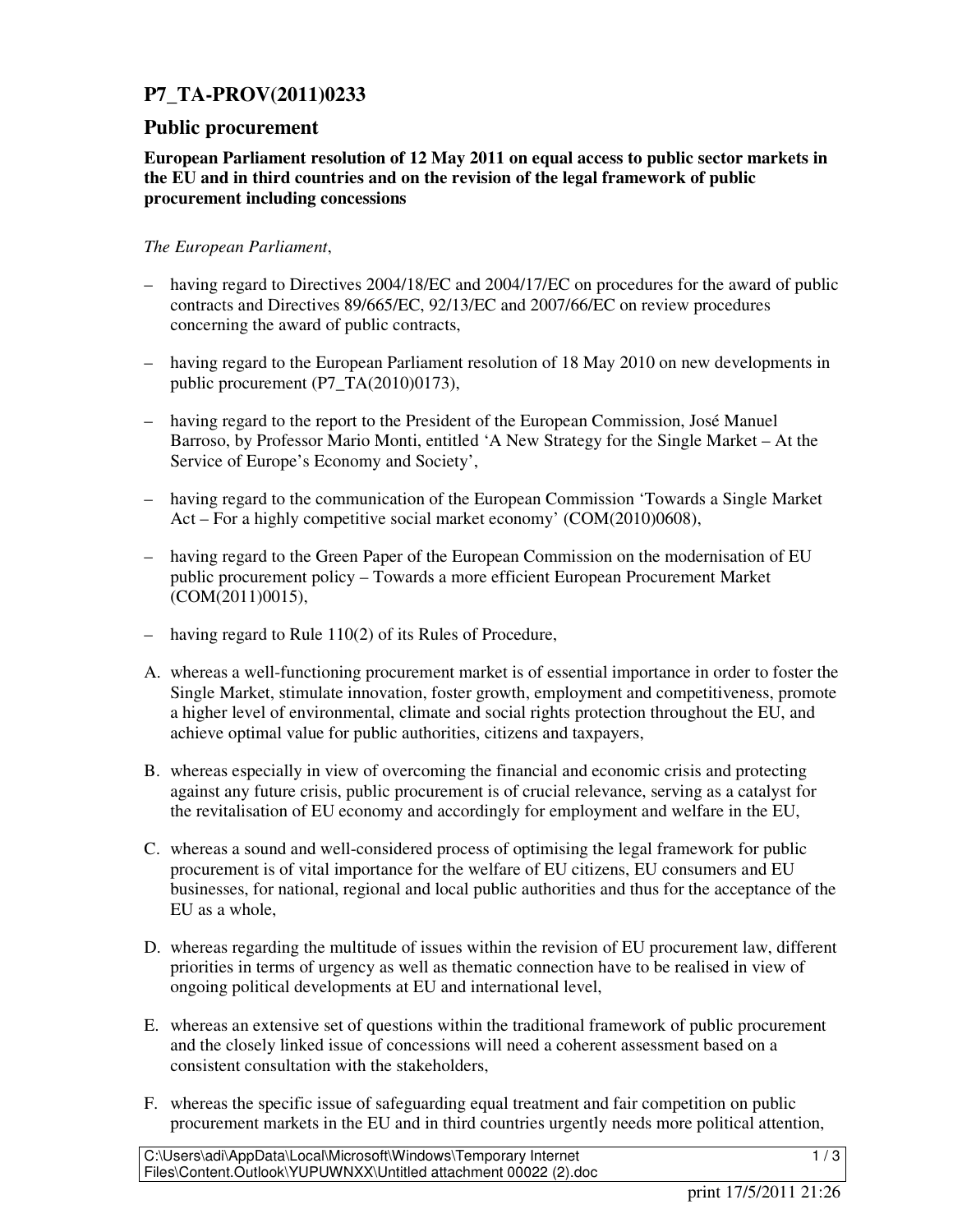# P7_TA-PROV(2011)0233

## Public procurement

**European Parliament resolution of 12 May 2011 on equal access to public sector markets in the EU and in third countries and on the revision of the legal framework of public procurement including concessions**

*The European Parliament*,

- having regard to Directives 2004/18/EC and 2004/17/EC on procedures for the award of public contracts and Directives 89/665/EC, 92/13/EC and 2007/66/EC on review procedures concerning the award of public contracts,
- having regard to the European Parliament resolution of 18 May 2010 on new developments in public procurement (P7_TA(2010)0173),
- having regard to the report to the President of the European Commission, José Manuel Barroso, by Professor Mario Monti, entitled 'A New Strategy for the Single Market – At the Service of Europe's Economy and Society',
- having regard to the communication of the European Commission 'Towards a Single Market Act – For a highly competitive social market economy' (COM(2010)0608),
- having regard to the Green Paper of the European Commission on the modernisation of EU public procurement policy – Towards a more efficient European Procurement Market (COM(2011)0015),
- having regard to Rule 110(2) of its Rules of Procedure,

A. whereas a well-functioning procurement market is of essential importance in order to foster the Single Market, stimulate innovation, foster growth, employment and competitiveness, promote a higher level of environmental, climate and social rights protection throughout the EU, and achieve optimal value for public authorities, citizens and taxpayers,

B. whereas especially in view of overcoming the financial and economic crisis and protecting against any future crisis, public procurement is of crucial relevance, serving as a catalyst for the revitalisation of EU economy and accordingly for employment and welfare in the EU,

C. whereas a sound and well-considered process of optimising the legal framework for public procurement is of vital importance for the welfare of EU citizens, EU consumers and EU businesses, for national, regional and local public authorities and thus for the acceptance of the EU as a whole,

D. whereas regarding the multitude of issues within the revision of EU procurement law, different priorities in terms of urgency as well as thematic connection have to be realised in view of ongoing political developments at EU and international level,

E. whereas an extensive set of questions within the traditional framework of public procurement and the closely linked issue of concessions will need a coherent assessment based on a consistent consultation with the stakeholders,

F. whereas the specific issue of safeguarding equal treatment and fair competition on public procurement markets in the EU and in third countries urgently needs more political attention,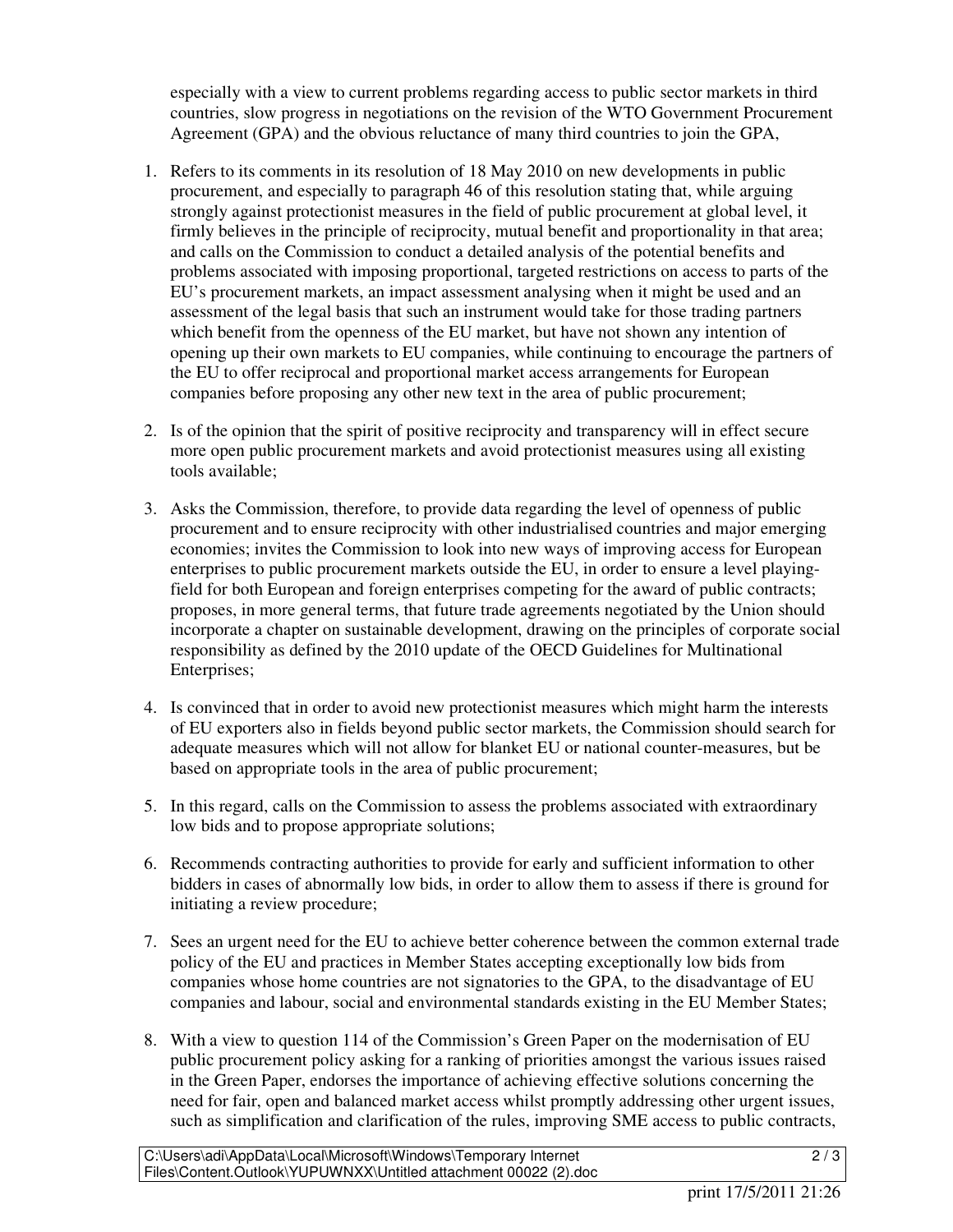especially with a view to current problems regarding access to public sector markets in third countries, slow progress in negotiations on the revision of the WTO Government Procurement Agreement (GPA) and the obvious reluctance of many third countries to join the GPA,

1. Refers to its comments in its resolution of 18 May 2010 on new developments in public procurement, and especially to paragraph 46 of this resolution stating that, while arguing strongly against protectionist measures in the field of public procurement at global level, it firmly believes in the principle of reciprocity, mutual benefit and proportionality in that area; and calls on the Commission to conduct a detailed analysis of the potential benefits and problems associated with imposing proportional, targeted restrictions on access to parts of the EU's procurement markets, an impact assessment analysing when it might be used and an assessment of the legal basis that such an instrument would take for those trading partners which benefit from the openness of the EU market, but have not shown any intention of opening up their own markets to EU companies, while continuing to encourage the partners of the EU to offer reciprocal and proportional market access arrangements for European companies before proposing any other new text in the area of public procurement;

2. Is of the opinion that the spirit of positive reciprocity and transparency will in effect secure more open public procurement markets and avoid protectionist measures using all existing tools available;

3. Asks the Commission, therefore, to provide data regarding the level of openness of public procurement and to ensure reciprocity with other industrialised countries and major emerging economies; invites the Commission to look into new ways of improving access for European enterprises to public procurement markets outside the EU, in order to ensure a level playing-field for both European and foreign enterprises competing for the award of public contracts; proposes, in more general terms, that future trade agreements negotiated by the Union should incorporate a chapter on sustainable development, drawing on the principles of corporate social responsibility as defined by the 2010 update of the OECD Guidelines for Multinational Enterprises;

4. Is convinced that in order to avoid new protectionist measures which might harm the interests of EU exporters also in fields beyond public sector markets, the Commission should search for adequate measures which will not allow for blanket EU or national counter-measures, but be based on appropriate tools in the area of public procurement;

5. In this regard, calls on the Commission to assess the problems associated with extraordinary low bids and to propose appropriate solutions;

6. Recommends contracting authorities to provide for early and sufficient information to other bidders in cases of abnormally low bids, in order to allow them to assess if there is ground for initiating a review procedure;

7. Sees an urgent need for the EU to achieve better coherence between the common external trade policy of the EU and practices in Member States accepting exceptionally low bids from companies whose home countries are not signatories to the GPA, to the disadvantage of EU companies and labour, social and environmental standards existing in the EU Member States;

8. With a view to question 114 of the Commission's Green Paper on the modernisation of EU public procurement policy asking for a ranking of priorities amongst the various issues raised in the Green Paper, endorses the importance of achieving effective solutions concerning the need for fair, open and balanced market access whilst promptly addressing other urgent issues, such as simplification and clarification of the rules, improving SME access to public contracts,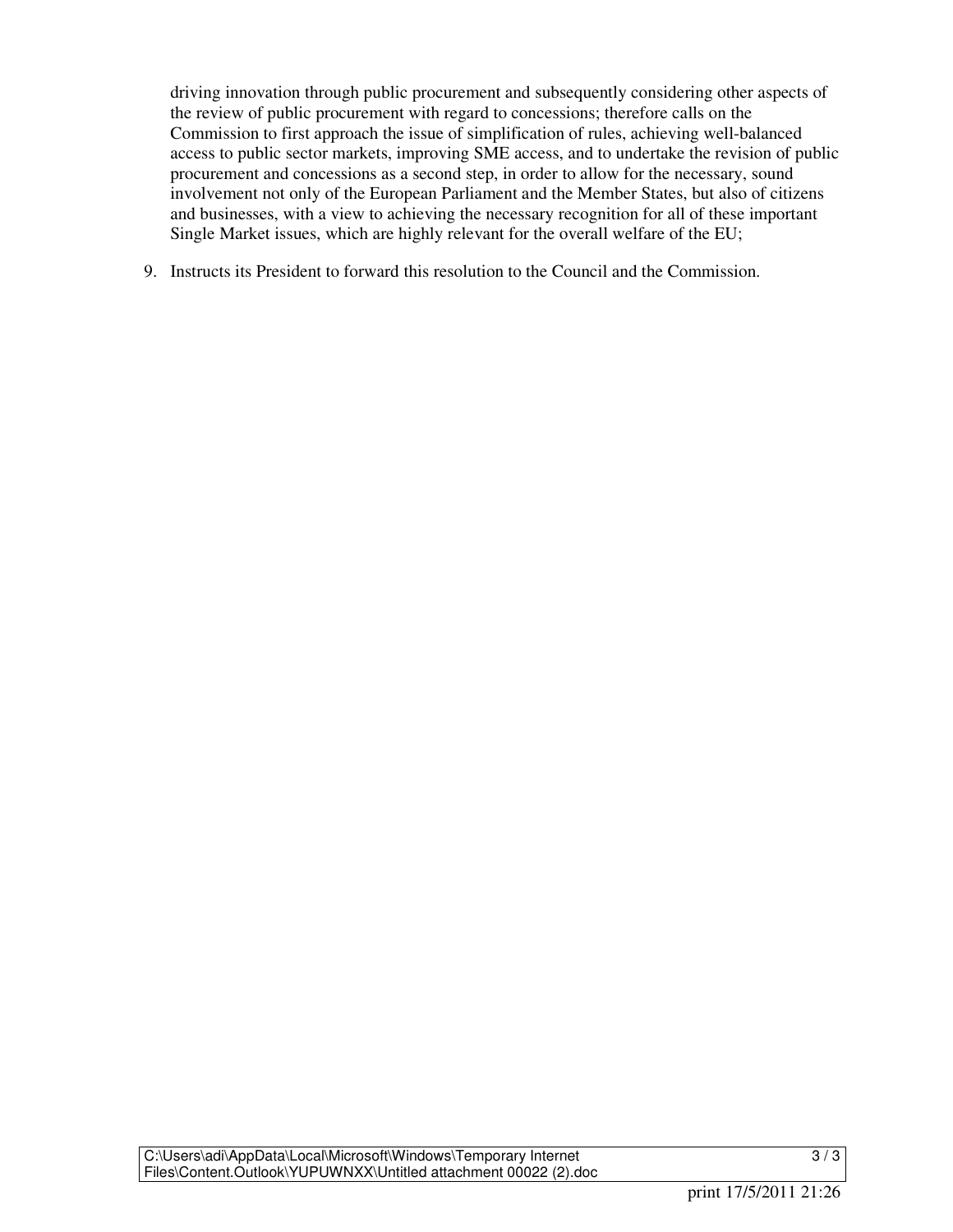driving innovation through public procurement and subsequently considering other aspects of the review of public procurement with regard to concessions; therefore calls on the Commission to first approach the issue of simplification of rules, achieving well-balanced access to public sector markets, improving SME access, and to undertake the revision of public procurement and concessions as a second step, in order to allow for the necessary, sound involvement not only of the European Parliament and the Member States, but also of citizens and businesses, with a view to achieving the necessary recognition for all of these important Single Market issues, which are highly relevant for the overall welfare of the EU;

9. Instructs its President to forward this resolution to the Council and the Commission.